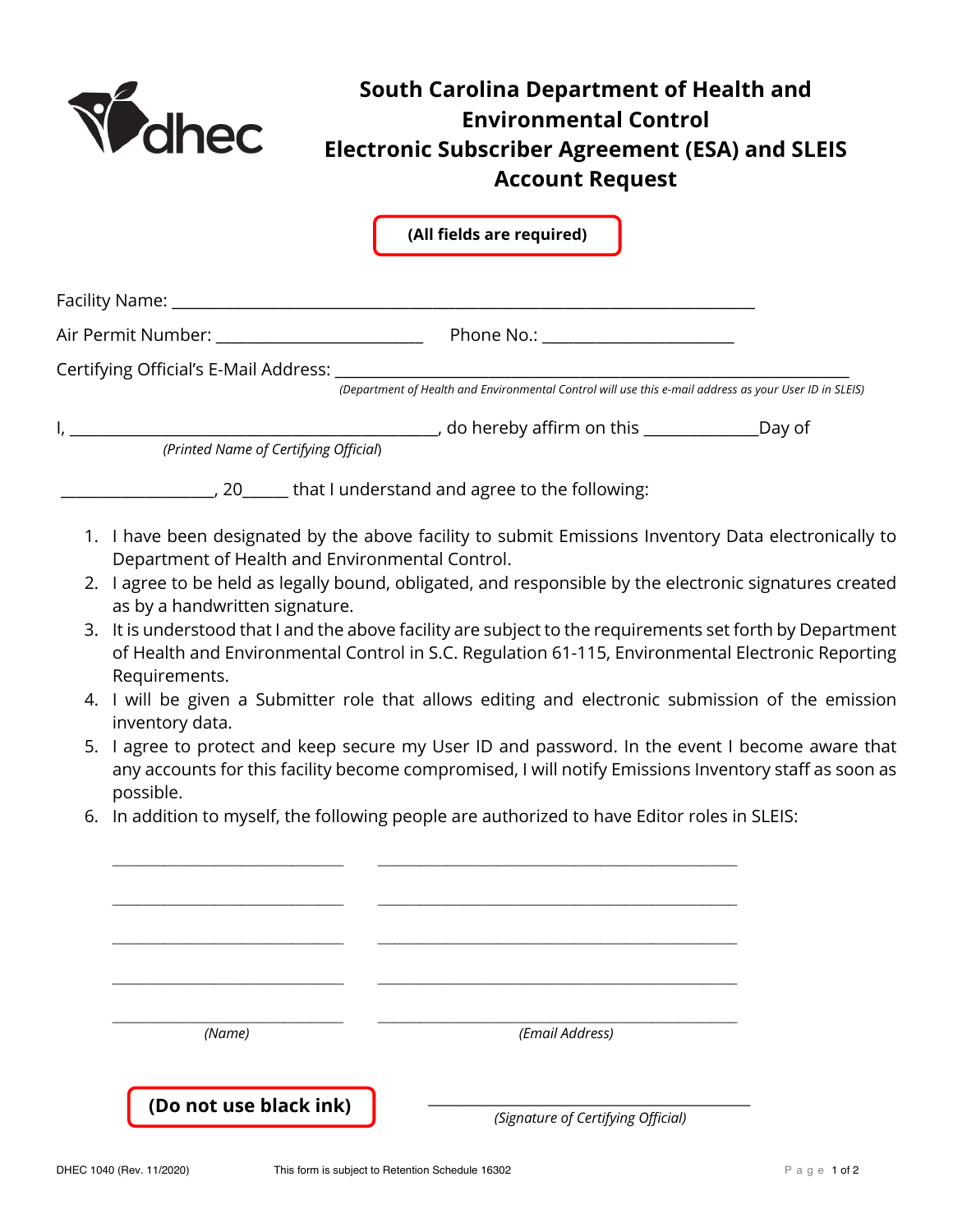# South Carolina Department of Health and Environmental Control
# Electronic Subscriber Agreement (ESA) and SLEIS Account Request

**(All fields are required)**

Facility Name: ___________________________________________________________________

Air Permit Number: _______________________ Phone No.: _____________________

Certifying Official's E-Mail Address: _________________________________________________________

*(Department of Health and Environmental Control will use this e-mail address as your User ID in SLEIS)*

I, __________________________________________, do hereby affirm on this _____________Day of

*(Printed Name of Certifying Official)*

_________________, 20_____ that I understand and agree to the following:

1. I have been designated by the above facility to submit Emissions Inventory Data electronically to Department of Health and Environmental Control.
2. I agree to be held as legally bound, obligated, and responsible by the electronic signatures created as by a handwritten signature.
3. It is understood that I and the above facility are subject to the requirements set forth by Department of Health and Environmental Control in S.C. Regulation 61-115, Environmental Electronic Reporting Requirements.
4. I will be given a Submitter role that allows editing and electronic submission of the emission inventory data.
5. I agree to protect and keep secure my User ID and password. In the event I become aware that any accounts for this facility become compromised, I will notify Emissions Inventory staff as soon as possible.
6. In addition to myself, the following people are authorized to have Editor roles in SLEIS:

| *(Name)* | *(Email Address)* |
|---|---|
| ___________________________ | ___________________________________________ |
| ___________________________ | ___________________________________________ |
| ___________________________ | ___________________________________________ |
| ___________________________ | ___________________________________________ |
| ___________________________ | ___________________________________________ |

**(Do not use black ink)**

_______________________________________

*(Signature of Certifying Official)*

DHEC 1040 (Rev. 11/2020) This form is subject to Retention Schedule 16302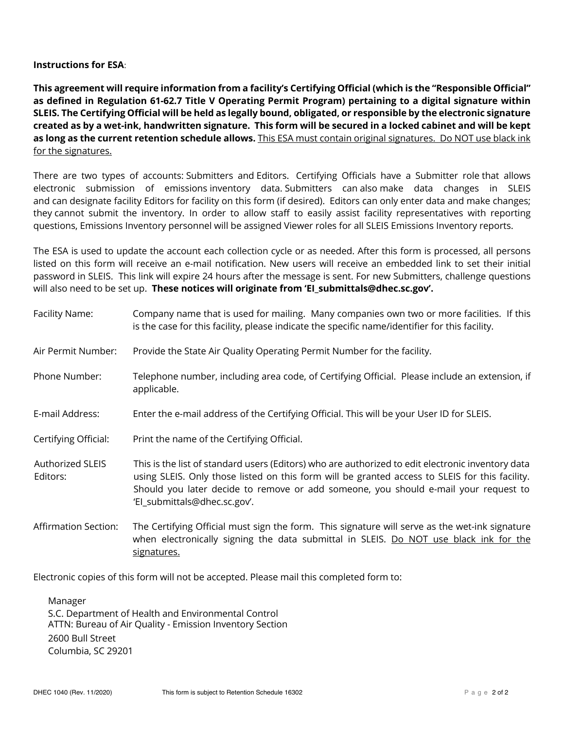**Instructions for ESA**:

**This agreement will require information from a facility's Certifying Official (which is the "Responsible Official" as defined in Regulation 61-62.7 Title V Operating Permit Program) pertaining to a digital signature within SLEIS. The Certifying Official will be held as legally bound, obligated, or responsible by the electronic signature created as by a wet-ink, handwritten signature. This form will be secured in a locked cabinet and will be kept as long as the current retention schedule allows.** <u>This ESA must contain original signatures. Do NOT use black ink for the signatures.</u>

There are two types of accounts: Submitters and Editors. Certifying Officials have a Submitter role that allows electronic submission of emissions inventory data. Submitters can also make data changes in SLEIS and can designate facility Editors for facility on this form (if desired). Editors can only enter data and make changes; they cannot submit the inventory. In order to allow staff to easily assist facility representatives with reporting questions, Emissions Inventory personnel will be assigned Viewer roles for all SLEIS Emissions Inventory reports.

The ESA is used to update the account each collection cycle or as needed. After this form is processed, all persons listed on this form will receive an e-mail notification. New users will receive an embedded link to set their initial password in SLEIS. This link will expire 24 hours after the message is sent. For new Submitters, challenge questions will also need to be set up. **These notices will originate from 'EI_submittals@dhec.sc.gov'.**

| | |
|---|---|
| Facility Name: | Company name that is used for mailing. Many companies own two or more facilities. If this is the case for this facility, please indicate the specific name/identifier for this facility. |
| Air Permit Number: | Provide the State Air Quality Operating Permit Number for the facility. |
| Phone Number: | Telephone number, including area code, of Certifying Official. Please include an extension, if applicable. |
| E-mail Address: | Enter the e-mail address of the Certifying Official. This will be your User ID for SLEIS. |
| Certifying Official: | Print the name of the Certifying Official. |
| Authorized SLEIS Editors: | This is the list of standard users (Editors) who are authorized to edit electronic inventory data using SLEIS. Only those listed on this form will be granted access to SLEIS for this facility. Should you later decide to remove or add someone, you should e-mail your request to 'EI_submittals@dhec.sc.gov'. |
| Affirmation Section: | The Certifying Official must sign the form. This signature will serve as the wet-ink signature when electronically signing the data submittal in SLEIS. <u>Do NOT use black ink for the signatures.</u> |

Electronic copies of this form will not be accepted. Please mail this completed form to:

Manager
S.C. Department of Health and Environmental Control
ATTN: Bureau of Air Quality - Emission Inventory Section
2600 Bull Street
Columbia, SC 29201

DHEC 1040 (Rev. 11/2020) This form is subject to Retention Schedule 16302